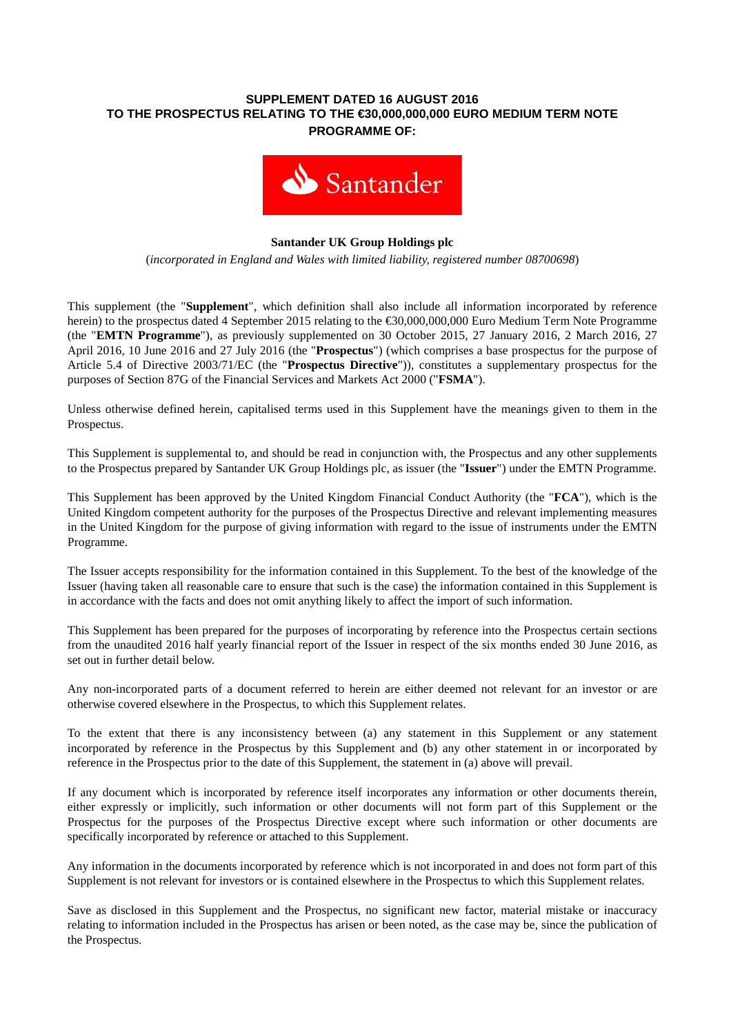# SUPPLEMENT DATED 16 AUGUST 2016
# TO THE PROSPECTUS RELATING TO THE €30,000,000,000 EURO MEDIUM TERM NOTE PROGRAMME OF:

Santander

**Santander UK Group Holdings plc**

(*incorporated in England and Wales with limited liability, registered number 08700698*)

This supplement (the "**Supplement**", which definition shall also include all information incorporated by reference herein) to the prospectus dated 4 September 2015 relating to the €30,000,000,000 Euro Medium Term Note Programme (the "**EMTN Programme**"), as previously supplemented on 30 October 2015, 27 January 2016, 2 March 2016, 27 April 2016, 10 June 2016 and 27 July 2016 (the "**Prospectus**") (which comprises a base prospectus for the purpose of Article 5.4 of Directive 2003/71/EC (the "**Prospectus Directive**")), constitutes a supplementary prospectus for the purposes of Section 87G of the Financial Services and Markets Act 2000 ("**FSMA**").

Unless otherwise defined herein, capitalised terms used in this Supplement have the meanings given to them in the Prospectus.

This Supplement is supplemental to, and should be read in conjunction with, the Prospectus and any other supplements to the Prospectus prepared by Santander UK Group Holdings plc, as issuer (the "**Issuer**") under the EMTN Programme.

This Supplement has been approved by the United Kingdom Financial Conduct Authority (the "**FCA**"), which is the United Kingdom competent authority for the purposes of the Prospectus Directive and relevant implementing measures in the United Kingdom for the purpose of giving information with regard to the issue of instruments under the EMTN Programme.

The Issuer accepts responsibility for the information contained in this Supplement. To the best of the knowledge of the Issuer (having taken all reasonable care to ensure that such is the case) the information contained in this Supplement is in accordance with the facts and does not omit anything likely to affect the import of such information.

This Supplement has been prepared for the purposes of incorporating by reference into the Prospectus certain sections from the unaudited 2016 half yearly financial report of the Issuer in respect of the six months ended 30 June 2016, as set out in further detail below.

Any non-incorporated parts of a document referred to herein are either deemed not relevant for an investor or are otherwise covered elsewhere in the Prospectus, to which this Supplement relates.

To the extent that there is any inconsistency between (a) any statement in this Supplement or any statement incorporated by reference in the Prospectus by this Supplement and (b) any other statement in or incorporated by reference in the Prospectus prior to the date of this Supplement, the statement in (a) above will prevail.

If any document which is incorporated by reference itself incorporates any information or other documents therein, either expressly or implicitly, such information or other documents will not form part of this Supplement or the Prospectus for the purposes of the Prospectus Directive except where such information or other documents are specifically incorporated by reference or attached to this Supplement.

Any information in the documents incorporated by reference which is not incorporated in and does not form part of this Supplement is not relevant for investors or is contained elsewhere in the Prospectus to which this Supplement relates.

Save as disclosed in this Supplement and the Prospectus, no significant new factor, material mistake or inaccuracy relating to information included in the Prospectus has arisen or been noted, as the case may be, since the publication of the Prospectus.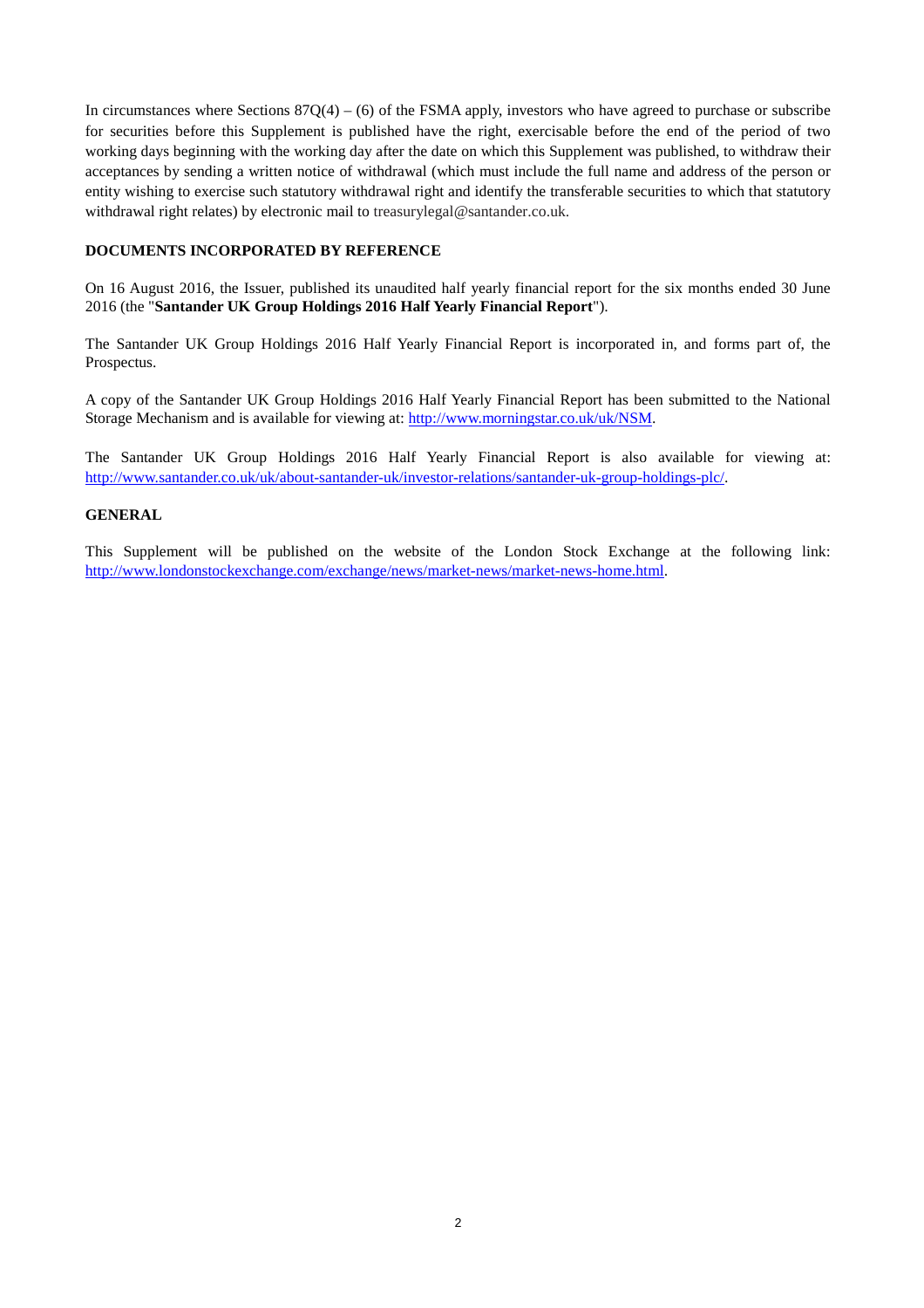In circumstances where Sections 87Q(4) – (6) of the FSMA apply, investors who have agreed to purchase or subscribe for securities before this Supplement is published have the right, exercisable before the end of the period of two working days beginning with the working day after the date on which this Supplement was published, to withdraw their acceptances by sending a written notice of withdrawal (which must include the full name and address of the person or entity wishing to exercise such statutory withdrawal right and identify the transferable securities to which that statutory withdrawal right relates) by electronic mail to treasurylegal@santander.co.uk.

## DOCUMENTS INCORPORATED BY REFERENCE

On 16 August 2016, the Issuer, published its unaudited half yearly financial report for the six months ended 30 June 2016 (the "**Santander UK Group Holdings 2016 Half Yearly Financial Report**").

The Santander UK Group Holdings 2016 Half Yearly Financial Report is incorporated in, and forms part of, the Prospectus.

A copy of the Santander UK Group Holdings 2016 Half Yearly Financial Report has been submitted to the National Storage Mechanism and is available for viewing at: http://www.morningstar.co.uk/uk/NSM.

The Santander UK Group Holdings 2016 Half Yearly Financial Report is also available for viewing at: http://www.santander.co.uk/uk/about-santander-uk/investor-relations/santander-uk-group-holdings-plc/.

## GENERAL

This Supplement will be published on the website of the London Stock Exchange at the following link: http://www.londonstockexchange.com/exchange/news/market-news/market-news-home.html.